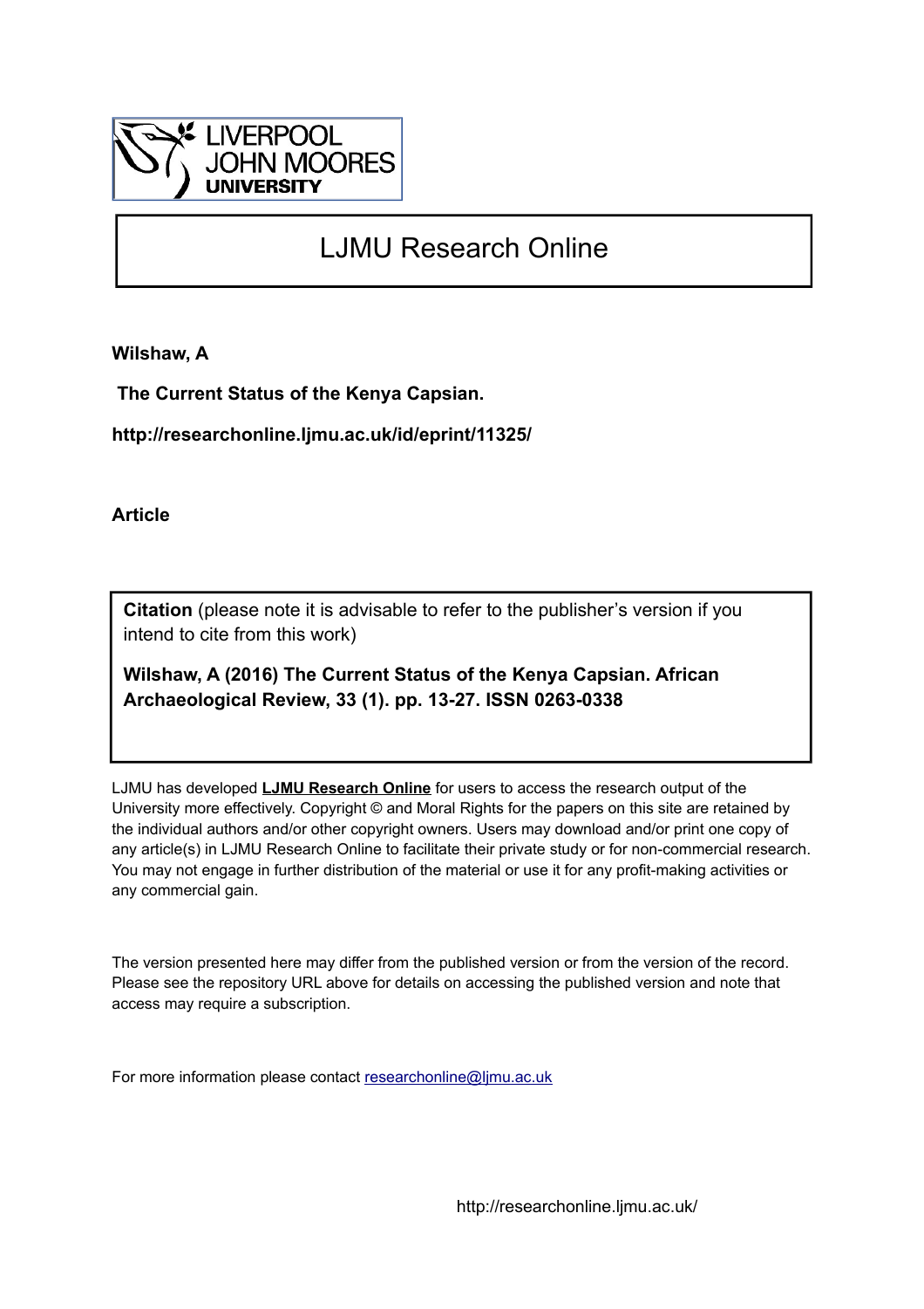LIVERPOOL JOHN MOORES UNIVERSITY

# LJMU Research Online

**Wilshaw, A**

**The Current Status of the Kenya Capsian.**

**http://researchonline.ljmu.ac.uk/id/eprint/11325/**

**Article**

**Citation** (please note it is advisable to refer to the publisher's version if you intend to cite from this work)

**Wilshaw, A (2016) The Current Status of the Kenya Capsian. African Archaeological Review, 33 (1). pp. 13-27. ISSN 0263-0338**

LJMU has developed **LJMU Research Online** for users to access the research output of the University more effectively. Copyright © and Moral Rights for the papers on this site are retained by the individual authors and/or other copyright owners. Users may download and/or print one copy of any article(s) in LJMU Research Online to facilitate their private study or for non-commercial research. You may not engage in further distribution of the material or use it for any profit-making activities or any commercial gain.

The version presented here may differ from the published version or from the version of the record. Please see the repository URL above for details on accessing the published version and note that access may require a subscription.

For more information please contact researchonline@ljmu.ac.uk

http://researchonline.ljmu.ac.uk/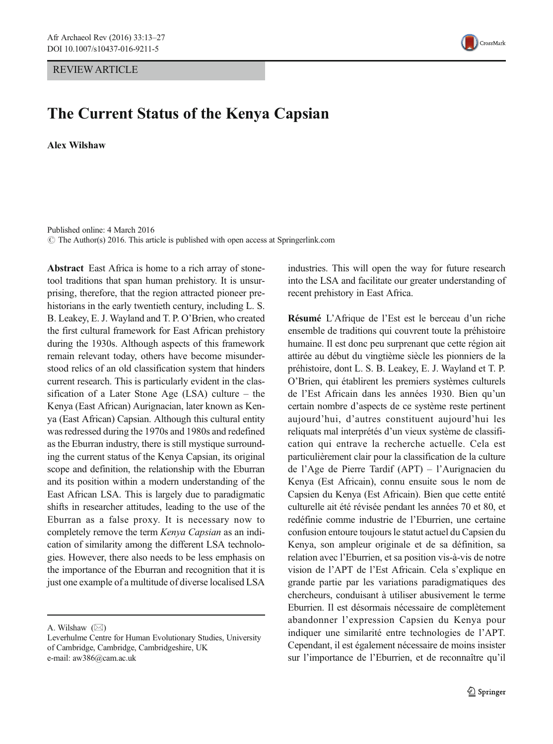REVIEW ARTICLE

# The Current Status of the Kenya Capsian

**Alex Wilshaw**

Published online: 4 March 2016
© The Author(s) 2016. This article is published with open access at Springerlink.com

**Abstract** East Africa is home to a rich array of stone-tool traditions that span human prehistory. It is unsurprising, therefore, that the region attracted pioneer prehistorians in the early twentieth century, including L. S. B. Leakey, E. J. Wayland and T. P. O'Brien, who created the first cultural framework for East African prehistory during the 1930s. Although aspects of this framework remain relevant today, others have become misunderstood relics of an old classification system that hinders current research. This is particularly evident in the classification of a Later Stone Age (LSA) culture – the Kenya (East African) Aurignacian, later known as Kenya (East African) Capsian. Although this cultural entity was redressed during the 1970s and 1980s and redefined as the Eburran industry, there is still mystique surrounding the current status of the Kenya Capsian, its original scope and definition, the relationship with the Eburran and its position within a modern understanding of the East African LSA. This is largely due to paradigmatic shifts in researcher attitudes, leading to the use of the Eburran as a false proxy. It is necessary now to completely remove the term *Kenya Capsian* as an indication of similarity among the different LSA technologies. However, there also needs to be less emphasis on the importance of the Eburran and recognition that it is just one example of a multitude of diverse localised LSA industries. This will open the way for future research into the LSA and facilitate our greater understanding of recent prehistory in East Africa.

**Résumé** L'Afrique de l'Est est le berceau d'un riche ensemble de traditions qui couvrent toute la préhistoire humaine. Il est donc peu surprenant que cette région ait attirée au début du vingtième siècle les pionniers de la préhistoire, dont L. S. B. Leakey, E. J. Wayland et T. P. O'Brien, qui établirent les premiers systèmes culturels de l'Est Africain dans les années 1930. Bien qu'un certain nombre d'aspects de ce système reste pertinent aujourd'hui, d'autres constituent aujourd'hui les reliquats mal interprétés d'un vieux système de classification qui entrave la recherche actuelle. Cela est particulièrement clair pour la classification de la culture de l'Age de Pierre Tardif (APT) – l'Aurignacien du Kenya (Est Africain), connu ensuite sous le nom de Capsien du Kenya (Est Africain). Bien que cette entité culturelle ait été révisée pendant les années 70 et 80, et redéfinie comme industrie de l'Eburrien, une certaine confusion entoure toujours le statut actuel du Capsien du Kenya, son ampleur originale et de sa définition, sa relation avec l'Eburrien, et sa position vis-à-vis de notre vision de l'APT de l'Est Africain. Cela s'explique en grande partie par les variations paradigmatiques des chercheurs, conduisant à utiliser abusivement le terme Eburrien. Il est désormais nécessaire de complètement abandonner l'expression Capsien du Kenya pour indiquer une similarité entre technologies de l'APT. Cependant, il est également nécessaire de moins insister sur l'importance de l'Eburrien, et de reconnaître qu'il

A. Wilshaw (✉)
Leverhulme Centre for Human Evolutionary Studies, University of Cambridge, Cambridge, Cambridgeshire, UK
e-mail: aw386@cam.ac.uk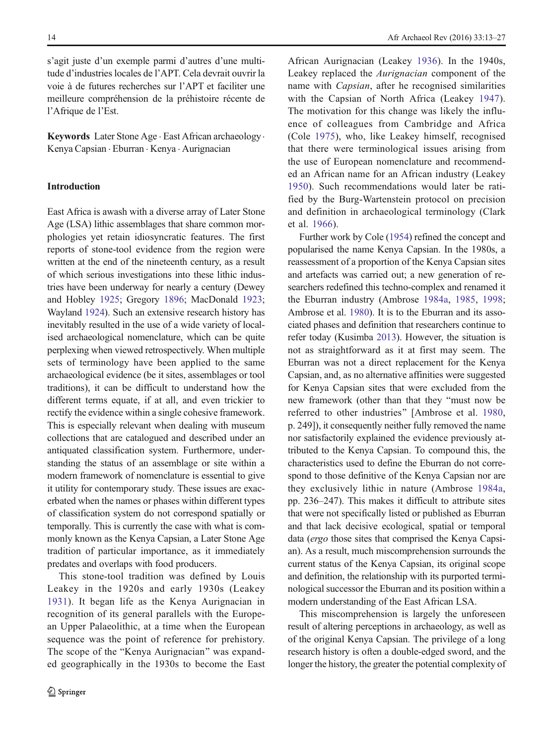s'agit juste d'un exemple parmi d'autres d'une multitude d'industries locales de l'APT. Cela devrait ouvrir la voie à de futures recherches sur l'APT et faciliter une meilleure compréhension de la préhistoire récente de l'Afrique de l'Est.

**Keywords** Later Stone Age · East African archaeology · Kenya Capsian · Eburran · Kenya · Aurignacian

## Introduction

East Africa is awash with a diverse array of Later Stone Age (LSA) lithic assemblages that share common morphologies yet retain idiosyncratic features. The first reports of stone-tool evidence from the region were written at the end of the nineteenth century, as a result of which serious investigations into these lithic industries have been underway for nearly a century (Dewey and Hobley 1925; Gregory 1896; MacDonald 1923; Wayland 1924). Such an extensive research history has inevitably resulted in the use of a wide variety of localised archaeological nomenclature, which can be quite perplexing when viewed retrospectively. When multiple sets of terminology have been applied to the same archaeological evidence (be it sites, assemblages or tool traditions), it can be difficult to understand how the different terms equate, if at all, and even trickier to rectify the evidence within a single cohesive framework. This is especially relevant when dealing with museum collections that are catalogued and described under an antiquated classification system. Furthermore, understanding the status of an assemblage or site within a modern framework of nomenclature is essential to give it utility for contemporary study. These issues are exacerbated when the names or phases within different types of classification system do not correspond spatially or temporally. This is currently the case with what is commonly known as the Kenya Capsian, a Later Stone Age tradition of particular importance, as it immediately predates and overlaps with food producers.

This stone-tool tradition was defined by Louis Leakey in the 1920s and early 1930s (Leakey 1931). It began life as the Kenya Aurignacian in recognition of its general parallels with the European Upper Palaeolithic, at a time when the European sequence was the point of reference for prehistory. The scope of the "Kenya Aurignacian" was expanded geographically in the 1930s to become the East African Aurignacian (Leakey 1936). In the 1940s, Leakey replaced the *Aurignacian* component of the name with *Capsian*, after he recognised similarities with the Capsian of North Africa (Leakey 1947). The motivation for this change was likely the influence of colleagues from Cambridge and Africa (Cole 1975), who, like Leakey himself, recognised that there were terminological issues arising from the use of European nomenclature and recommended an African name for an African industry (Leakey 1950). Such recommendations would later be ratified by the Burg-Wartenstein protocol on precision and definition in archaeological terminology (Clark et al. 1966).

Further work by Cole (1954) refined the concept and popularised the name Kenya Capsian. In the 1980s, a reassessment of a proportion of the Kenya Capsian sites and artefacts was carried out; a new generation of researchers redefined this techno-complex and renamed it the Eburran industry (Ambrose 1984a, 1985, 1998; Ambrose et al. 1980). It is to the Eburran and its associated phases and definition that researchers continue to refer today (Kusimba 2013). However, the situation is not as straightforward as it at first may seem. The Eburran was not a direct replacement for the Kenya Capsian, and, as no alternative affinities were suggested for Kenya Capsian sites that were excluded from the new framework (other than that they "must now be referred to other industries" [Ambrose et al. 1980, p. 249]), it consequently neither fully removed the name nor satisfactorily explained the evidence previously attributed to the Kenya Capsian. To compound this, the characteristics used to define the Eburran do not correspond to those definitive of the Kenya Capsian nor are they exclusively lithic in nature (Ambrose 1984a, pp. 236–247). This makes it difficult to attribute sites that were not specifically listed or published as Eburran and that lack decisive ecological, spatial or temporal data (*ergo* those sites that comprised the Kenya Capsian). As a result, much miscomprehension surrounds the current status of the Kenya Capsian, its original scope and definition, the relationship with its purported terminological successor the Eburran and its position within a modern understanding of the East African LSA.

This miscomprehension is largely the unforeseen result of altering perceptions in archaeology, as well as of the original Kenya Capsian. The privilege of a long research history is often a double-edged sword, and the longer the history, the greater the potential complexity of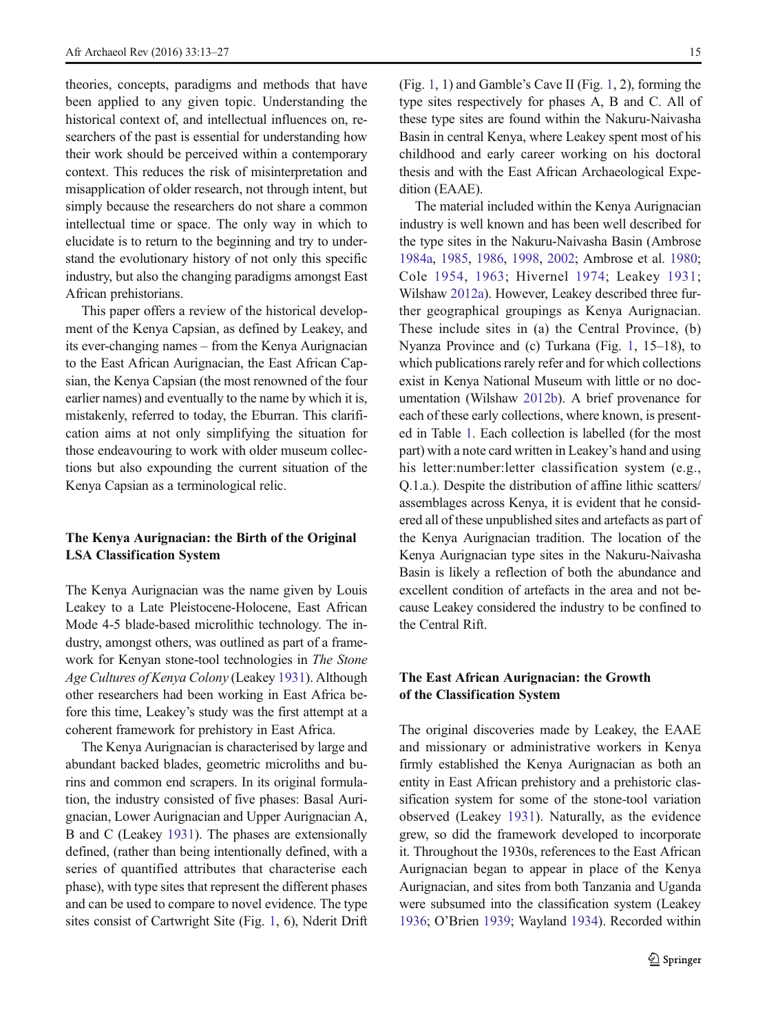theories, concepts, paradigms and methods that have been applied to any given topic. Understanding the historical context of, and intellectual influences on, researchers of the past is essential for understanding how their work should be perceived within a contemporary context. This reduces the risk of misinterpretation and misapplication of older research, not through intent, but simply because the researchers do not share a common intellectual time or space. The only way in which to elucidate is to return to the beginning and try to understand the evolutionary history of not only this specific industry, but also the changing paradigms amongst East African prehistorians.

This paper offers a review of the historical development of the Kenya Capsian, as defined by Leakey, and its ever-changing names – from the Kenya Aurignacian to the East African Aurignacian, the East African Capsian, the Kenya Capsian (the most renowned of the four earlier names) and eventually to the name by which it is, mistakenly, referred to today, the Eburran. This clarification aims at not only simplifying the situation for those endeavouring to work with older museum collections but also expounding the current situation of the Kenya Capsian as a terminological relic.

## The Kenya Aurignacian: the Birth of the Original LSA Classification System

The Kenya Aurignacian was the name given by Louis Leakey to a Late Pleistocene-Holocene, East African Mode 4-5 blade-based microlithic technology. The industry, amongst others, was outlined as part of a framework for Kenyan stone-tool technologies in *The Stone Age Cultures of Kenya Colony* (Leakey 1931). Although other researchers had been working in East Africa before this time, Leakey's study was the first attempt at a coherent framework for prehistory in East Africa.

The Kenya Aurignacian is characterised by large and abundant backed blades, geometric microliths and burins and common end scrapers. In its original formulation, the industry consisted of five phases: Basal Aurignacian, Lower Aurignacian and Upper Aurignacian A, B and C (Leakey 1931). The phases are extensionally defined, (rather than being intentionally defined, with a series of quantified attributes that characterise each phase), with type sites that represent the different phases and can be used to compare to novel evidence. The type sites consist of Cartwright Site (Fig. 1, 6), Nderit Drift (Fig. 1, 1) and Gamble's Cave II (Fig. 1, 2), forming the type sites respectively for phases A, B and C. All of these type sites are found within the Nakuru-Naivasha Basin in central Kenya, where Leakey spent most of his childhood and early career working on his doctoral thesis and with the East African Archaeological Expedition (EAAE).

The material included within the Kenya Aurignacian industry is well known and has been well described for the type sites in the Nakuru-Naivasha Basin (Ambrose 1984a, 1985, 1986, 1998, 2002; Ambrose et al. 1980; Cole 1954, 1963; Hivernel 1974; Leakey 1931; Wilshaw 2012a). However, Leakey described three further geographical groupings as Kenya Aurignacian. These include sites in (a) the Central Province, (b) Nyanza Province and (c) Turkana (Fig. 1, 15–18), to which publications rarely refer and for which collections exist in Kenya National Museum with little or no documentation (Wilshaw 2012b). A brief provenance for each of these early collections, where known, is presented in Table 1. Each collection is labelled (for the most part) with a note card written in Leakey's hand and using his letter:number:letter classification system (e.g., Q.1.a.). Despite the distribution of affine lithic scatters/assemblages across Kenya, it is evident that he considered all of these unpublished sites and artefacts as part of the Kenya Aurignacian tradition. The location of the Kenya Aurignacian type sites in the Nakuru-Naivasha Basin is likely a reflection of both the abundance and excellent condition of artefacts in the area and not because Leakey considered the industry to be confined to the Central Rift.

## The East African Aurignacian: the Growth of the Classification System

The original discoveries made by Leakey, the EAAE and missionary or administrative workers in Kenya firmly established the Kenya Aurignacian as both an entity in East African prehistory and a prehistoric classification system for some of the stone-tool variation observed (Leakey 1931). Naturally, as the evidence grew, so did the framework developed to incorporate it. Throughout the 1930s, references to the East African Aurignacian began to appear in place of the Kenya Aurignacian, and sites from both Tanzania and Uganda were subsumed into the classification system (Leakey 1936; O'Brien 1939; Wayland 1934). Recorded within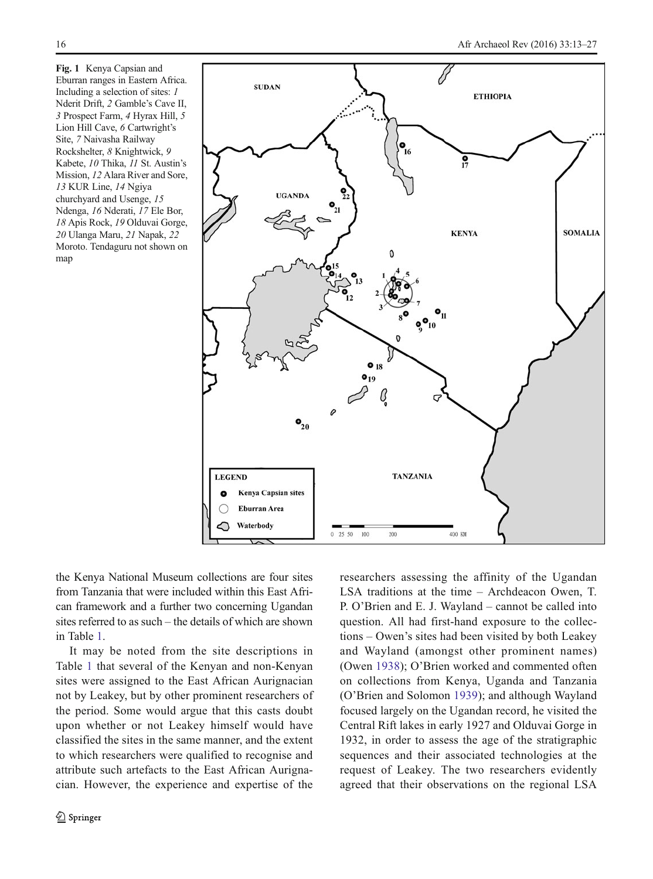Fig. 1 Kenya Capsian and Eburran ranges in Eastern Africa. Including a selection of sites: *1* Nderit Drift, *2* Gamble's Cave II, *3* Prospect Farm, *4* Hyrax Hill, *5* Lion Hill Cave, *6* Cartwright's Site, *7* Naivasha Railway Rockshelter, *8* Knightwick, *9* Kabete, *10* Thika, *11* St. Austin's Mission, *12* Alara River and Sore, *13* KUR Line, *14* Ngiya churchyard and Usenge, *15* Ndenga, *16* Nderati, *17* Ele Bor, *18* Apis Rock, *19* Olduvai Gorge, *20* Ulanga Maru, *21* Napak, *22* Moroto. Tendaguru not shown on map

the Kenya National Museum collections are four sites from Tanzania that were included within this East African framework and a further two concerning Ugandan sites referred to as such – the details of which are shown in Table 1.

It may be noted from the site descriptions in Table 1 that several of the Kenyan and non-Kenyan sites were assigned to the East African Aurignacian not by Leakey, but by other prominent researchers of the period. Some would argue that this casts doubt upon whether or not Leakey himself would have classified the sites in the same manner, and the extent to which researchers were qualified to recognise and attribute such artefacts to the East African Aurignacian. However, the experience and expertise of the researchers assessing the affinity of the Ugandan LSA traditions at the time – Archdeacon Owen, T. P. O'Brien and E. J. Wayland – cannot be called into question. All had first-hand exposure to the collections – Owen's sites had been visited by both Leakey and Wayland (amongst other prominent names) (Owen 1938); O'Brien worked and commented often on collections from Kenya, Uganda and Tanzania (O'Brien and Solomon 1939); and although Wayland focused largely on the Ugandan record, he visited the Central Rift lakes in early 1927 and Olduvai Gorge in 1932, in order to assess the age of the stratigraphic sequences and their associated technologies at the request of Leakey. The two researchers evidently agreed that their observations on the regional LSA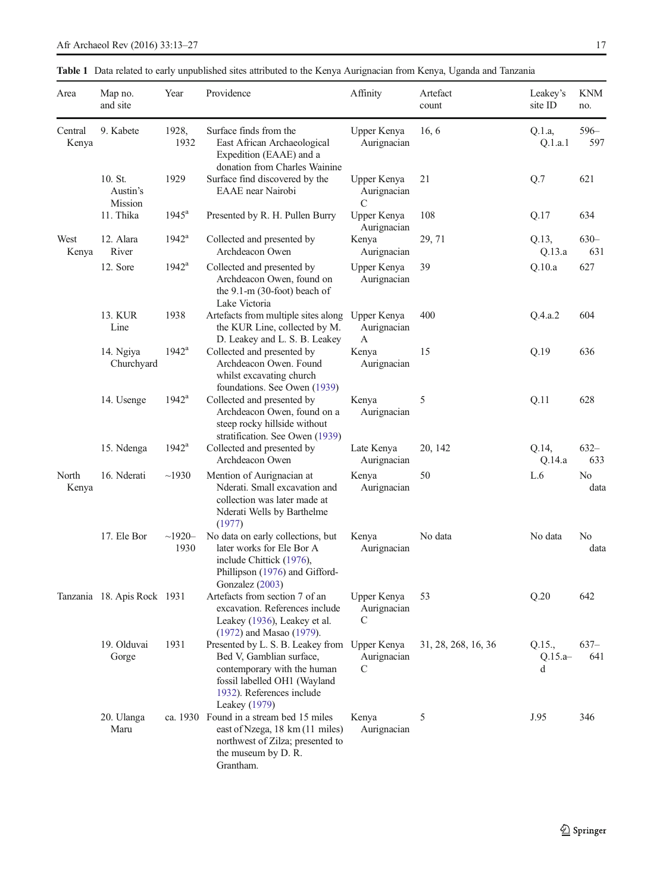**Table 1** Data related to early unpublished sites attributed to the Kenya Aurignacian from Kenya, Uganda and Tanzania

| Area | Map no. and site | Year | Providence | Affinity | Artefact count | Leakey's site ID | KNM no. |
|---|---|---|---|---|---|---|---|
| Central Kenya | 9. Kabete | 1928, 1932 | Surface finds from the East African Archaeological Expedition (EAAE) and a donation from Charles Wainine | Upper Kenya Aurignacian | 16, 6 | Q.1.a, Q.1.a.1 | 596–597 |
| | 10. St. Austin's Mission | 1929 | Surface find discovered by the EAAE near Nairobi | Upper Kenya Aurignacian C | 21 | Q.7 | 621 |
| | 11. Thika | 1945[a] | Presented by R. H. Pullen Burry | Upper Kenya Aurignacian | 108 | Q.17 | 634 |
| West Kenya | 12. Alara River | 1942[a] | Collected and presented by Archdeacon Owen | Kenya Aurignacian | 29, 71 | Q.13, Q.13.a | 630–631 |
| | 12. Sore | 1942[a] | Collected and presented by Archdeacon Owen, found on the 9.1-m (30-foot) beach of Lake Victoria | Upper Kenya Aurignacian | 39 | Q.10.a | 627 |
| | 13. KUR Line | 1938 | Artefacts from multiple sites along the KUR Line, collected by M. D. Leakey and L. S. B. Leakey | Upper Kenya Aurignacian A | 400 | Q.4.a.2 | 604 |
| | 14. Ngiya Churchyard | 1942[a] | Collected and presented by Archdeacon Owen. Found whilst excavating church foundations. See Owen (1939) | Kenya Aurignacian | 15 | Q.19 | 636 |
| | 14. Usenge | 1942[a] | Collected and presented by Archdeacon Owen, found on a steep rocky hillside without stratification. See Owen (1939) | Kenya Aurignacian | 5 | Q.11 | 628 |
| | 15. Ndenga | 1942[a] | Collected and presented by Archdeacon Owen | Late Kenya Aurignacian | 20, 142 | Q.14, Q.14.a | 632–633 |
| North Kenya | 16. Nderati | ~1930 | Mention of Aurignacian at Nderati. Small excavation and collection was later made at Nderati Wells by Barthelme (1977) | Kenya Aurignacian | 50 | L.6 | No data |
| | 17. Ele Bor | ~1920–1930 | No data on early collections, but later works for Ele Bor A include Chittick (1976), Phillipson (1976) and Gifford-Gonzalez (2003) | Kenya Aurignacian | No data | No data | No data |
| Tanzania | 18. Apis Rock | 1931 | Artefacts from section 7 of an excavation. References include Leakey (1936), Leakey et al. (1972) and Masao (1979). | Upper Kenya Aurignacian C | 53 | Q.20 | 642 |
| | 19. Olduvai Gorge | 1931 | Presented by L. S. B. Leakey from Bed V, Gamblian surface, contemporary with the human fossil labelled OH1 (Wayland 1932). References include Leakey (1979) | Upper Kenya Aurignacian C | 31, 28, 268, 16, 36 | Q.15., Q.15.a–d | 637–641 |
| | 20. Ulanga Maru | ca. 1930 | Found in a stream bed 15 miles east of Nzega, 18 km (11 miles) northwest of Zilza; presented to the museum by D. R. Grantham. | Kenya Aurignacian | 5 | J.95 | 346 |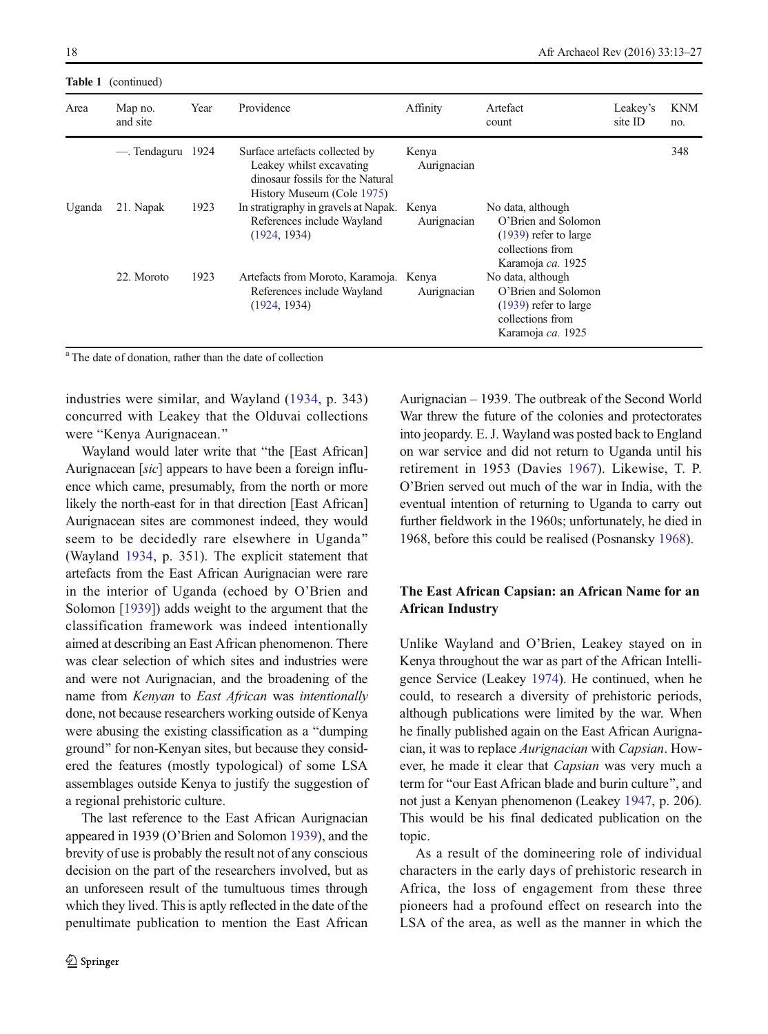**Table 1** (continued)

| Area | Map no. and site | Year | Providence | Affinity | Artefact count | Leakey's site ID | KNM no. |
|---|---|---|---|---|---|---|---|
| | —. Tendaguru | 1924 | Surface artefacts collected by Leakey whilst excavating dinosaur fossils for the Natural History Museum (Cole 1975) | Kenya Aurignacian | | | 348 |
| Uganda | 21. Napak | 1923 | In stratigraphy in gravels at Napak. References include Wayland (1924, 1934) | Kenya Aurignacian | No data, although O'Brien and Solomon (1939) refer to large collections from Karamoja *ca.* 1925 | | |
| | 22. Moroto | 1923 | Artefacts from Moroto, Karamoja. References include Wayland (1924, 1934) | Kenya Aurignacian | No data, although O'Brien and Solomon (1939) refer to large collections from Karamoja *ca.* 1925 | | |

[a] The date of donation, rather than the date of collection

industries were similar, and Wayland (1934, p. 343) concurred with Leakey that the Olduvai collections were "Kenya Aurignacean."

Wayland would later write that "the [East African] Aurignacean [*sic*] appears to have been a foreign influence which came, presumably, from the north or more likely the north-east for in that direction [East African] Aurignacean sites are commonest indeed, they would seem to be decidedly rare elsewhere in Uganda" (Wayland 1934, p. 351). The explicit statement that artefacts from the East African Aurignacian were rare in the interior of Uganda (echoed by O'Brien and Solomon [1939]) adds weight to the argument that the classification framework was indeed intentionally aimed at describing an East African phenomenon. There was clear selection of which sites and industries were and were not Aurignacian, and the broadening of the name from *Kenyan* to *East African* was *intentionally* done, not because researchers working outside of Kenya were abusing the existing classification as a "dumping ground" for non-Kenyan sites, but because they considered the features (mostly typological) of some LSA assemblages outside Kenya to justify the suggestion of a regional prehistoric culture.

The last reference to the East African Aurignacian appeared in 1939 (O'Brien and Solomon 1939), and the brevity of use is probably the result not of any conscious decision on the part of the researchers involved, but as an unforeseen result of the tumultuous times through which they lived. This is aptly reflected in the date of the penultimate publication to mention the East African Aurignacian – 1939. The outbreak of the Second World War threw the future of the colonies and protectorates into jeopardy. E. J. Wayland was posted back to England on war service and did not return to Uganda until his retirement in 1953 (Davies 1967). Likewise, T. P. O'Brien served out much of the war in India, with the eventual intention of returning to Uganda to carry out further fieldwork in the 1960s; unfortunately, he died in 1968, before this could be realised (Posnansky 1968).

## The East African Capsian: an African Name for an African Industry

Unlike Wayland and O'Brien, Leakey stayed on in Kenya throughout the war as part of the African Intelligence Service (Leakey 1974). He continued, when he could, to research a diversity of prehistoric periods, although publications were limited by the war. When he finally published again on the East African Aurignacian, it was to replace *Aurignacian* with *Capsian*. However, he made it clear that *Capsian* was very much a term for "our East African blade and burin culture", and not just a Kenyan phenomenon (Leakey 1947, p. 206). This would be his final dedicated publication on the topic.

As a result of the domineering role of individual characters in the early days of prehistoric research in Africa, the loss of engagement from these three pioneers had a profound effect on research into the LSA of the area, as well as the manner in which the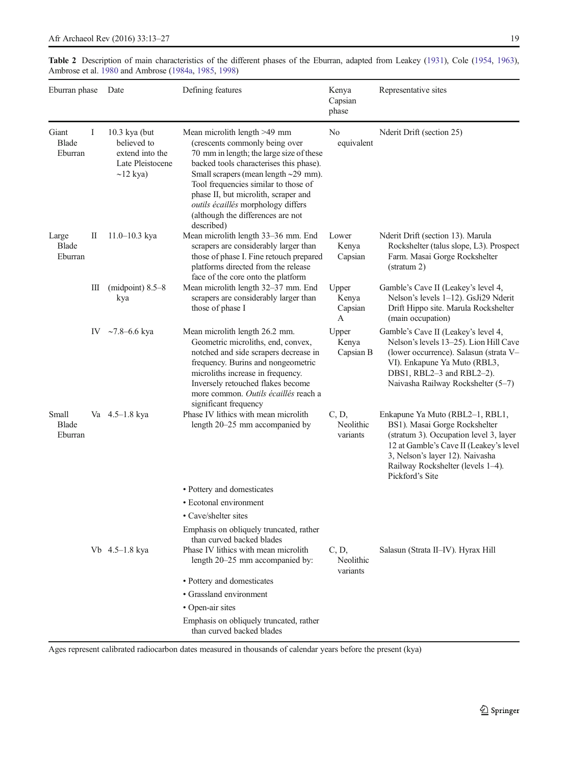**Table 2** Description of main characteristics of the different phases of the Eburran, adapted from Leakey (1931), Cole (1954, 1963), Ambrose et al. 1980 and Ambrose (1984a, 1985, 1998)

| Eburran phase | | Date | Defining features | Kenya Capsian phase | Representative sites |
|---|---|---|---|---|---|
| Giant Blade Eburran | I | 10.3 kya (but believed to extend into the Late Pleistocene ~12 kya) | Mean microlith length >49 mm (crescents commonly being over 70 mm in length; the large size of these backed tools characterises this phase). Small scrapers (mean length ~29 mm). Tool frequencies similar to those of phase II, but microlith, scraper and *outils écaillés* morphology differs (although the differences are not described) | No equivalent | Nderit Drift (section 25) |
| Large Blade Eburran | II | 11.0–10.3 kya | Mean microlith length 33–36 mm. End scrapers are considerably larger than those of phase I. Fine retouch prepared platforms directed from the release face of the core onto the platform | Lower Kenya Capsian | Nderit Drift (section 13). Marula Rockshelter (talus slope, L3). Prospect Farm. Masai Gorge Rockshelter (stratum 2) |
| | III | (midpoint) 8.5–8 kya | Mean microlith length 32–37 mm. End scrapers are considerably larger than those of phase I | Upper Kenya Capsian A | Gamble's Cave II (Leakey's level 4, Nelson's levels 1–12). GsJi29 Nderit Drift Hippo site. Marula Rockshelter (main occupation) |
| | IV | ~7.8–6.6 kya | Mean microlith length 26.2 mm. Geometric microliths, end, convex, notched and side scrapers decrease in frequency. Burins and nongeometric microliths increase in frequency. Inversely retouched flakes become more common. *Outils écaillés* reach a significant frequency | Upper Kenya Capsian B | Gamble's Cave II (Leakey's level 4, Nelson's levels 13–25). Lion Hill Cave (lower occurrence). Salasun (strata V–VI). Enkapune Ya Muto (RBL3, DBS1, RBL2–3 and RBL2–2). Naivasha Railway Rockshelter (5–7) |
| Small Blade Eburran | Va | 4.5–1.8 kya | Phase IV lithics with mean microlith length 20–25 mm accompanied by<br>• Pottery and domesticates<br>• Ecotonal environment<br>• Cave/shelter sites<br>Emphasis on obliquely truncated, rather than curved backed blades | C, D, Neolithic variants | Enkapune Ya Muto (RBL2–1, RBL1, BS1). Masai Gorge Rockshelter (stratum 3). Occupation level 3, layer 12 at Gamble's Cave II (Leakey's level 3, Nelson's layer 12). Naivasha Railway Rockshelter (levels 1–4). Pickford's Site |
| | Vb | 4.5–1.8 kya | Phase IV lithics with mean microlith length 20–25 mm accompanied by:<br>• Pottery and domesticates<br>• Grassland environment<br>• Open-air sites<br>Emphasis on obliquely truncated, rather than curved backed blades | C, D, Neolithic variants | Salasun (Strata II–IV). Hyrax Hill |

Ages represent calibrated radiocarbon dates measured in thousands of calendar years before the present (kya)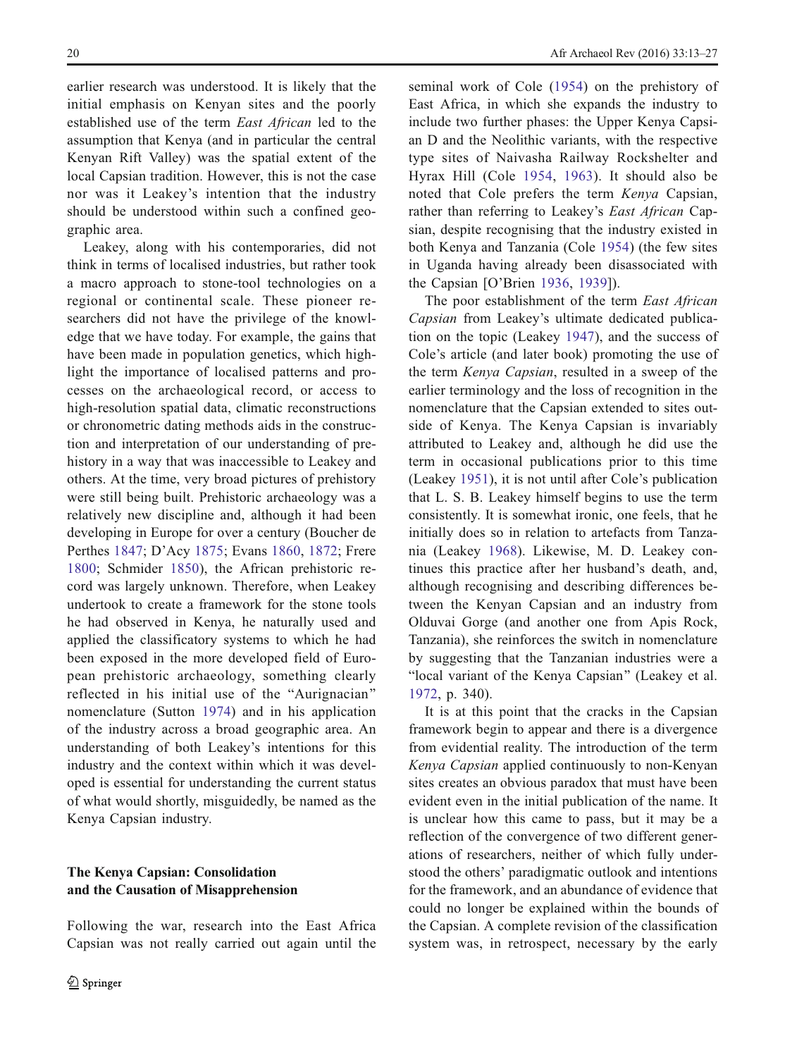earlier research was understood. It is likely that the initial emphasis on Kenyan sites and the poorly established use of the term *East African* led to the assumption that Kenya (and in particular the central Kenyan Rift Valley) was the spatial extent of the local Capsian tradition. However, this is not the case nor was it Leakey's intention that the industry should be understood within such a confined geographic area.

Leakey, along with his contemporaries, did not think in terms of localised industries, but rather took a macro approach to stone-tool technologies on a regional or continental scale. These pioneer researchers did not have the privilege of the knowledge that we have today. For example, the gains that have been made in population genetics, which highlight the importance of localised patterns and processes on the archaeological record, or access to high-resolution spatial data, climatic reconstructions or chronometric dating methods aids in the construction and interpretation of our understanding of prehistory in a way that was inaccessible to Leakey and others. At the time, very broad pictures of prehistory were still being built. Prehistoric archaeology was a relatively new discipline and, although it had been developing in Europe for over a century (Boucher de Perthes 1847; D'Acy 1875; Evans 1860, 1872; Frere 1800; Schmider 1850), the African prehistoric record was largely unknown. Therefore, when Leakey undertook to create a framework for the stone tools he had observed in Kenya, he naturally used and applied the classificatory systems to which he had been exposed in the more developed field of European prehistoric archaeology, something clearly reflected in his initial use of the "Aurignacian" nomenclature (Sutton 1974) and in his application of the industry across a broad geographic area. An understanding of both Leakey's intentions for this industry and the context within which it was developed is essential for understanding the current status of what would shortly, misguidedly, be named as the Kenya Capsian industry.

## The Kenya Capsian: Consolidation and the Causation of Misapprehension

Following the war, research into the East Africa Capsian was not really carried out again until the seminal work of Cole (1954) on the prehistory of East Africa, in which she expands the industry to include two further phases: the Upper Kenya Capsian D and the Neolithic variants, with the respective type sites of Naivasha Railway Rockshelter and Hyrax Hill (Cole 1954, 1963). It should also be noted that Cole prefers the term *Kenya* Capsian, rather than referring to Leakey's *East African* Capsian, despite recognising that the industry existed in both Kenya and Tanzania (Cole 1954) (the few sites in Uganda having already been disassociated with the Capsian [O'Brien 1936, 1939]).

The poor establishment of the term *East African Capsian* from Leakey's ultimate dedicated publication on the topic (Leakey 1947), and the success of Cole's article (and later book) promoting the use of the term *Kenya Capsian*, resulted in a sweep of the earlier terminology and the loss of recognition in the nomenclature that the Capsian extended to sites outside of Kenya. The Kenya Capsian is invariably attributed to Leakey and, although he did use the term in occasional publications prior to this time (Leakey 1951), it is not until after Cole's publication that L. S. B. Leakey himself begins to use the term consistently. It is somewhat ironic, one feels, that he initially does so in relation to artefacts from Tanzania (Leakey 1968). Likewise, M. D. Leakey continues this practice after her husband's death, and, although recognising and describing differences between the Kenyan Capsian and an industry from Olduvai Gorge (and another one from Apis Rock, Tanzania), she reinforces the switch in nomenclature by suggesting that the Tanzanian industries were a "local variant of the Kenya Capsian" (Leakey et al. 1972, p. 340).

It is at this point that the cracks in the Capsian framework begin to appear and there is a divergence from evidential reality. The introduction of the term *Kenya Capsian* applied continuously to non-Kenyan sites creates an obvious paradox that must have been evident even in the initial publication of the name. It is unclear how this came to pass, but it may be a reflection of the convergence of two different generations of researchers, neither of which fully understood the others' paradigmatic outlook and intentions for the framework, and an abundance of evidence that could no longer be explained within the bounds of the Capsian. A complete revision of the classification system was, in retrospect, necessary by the early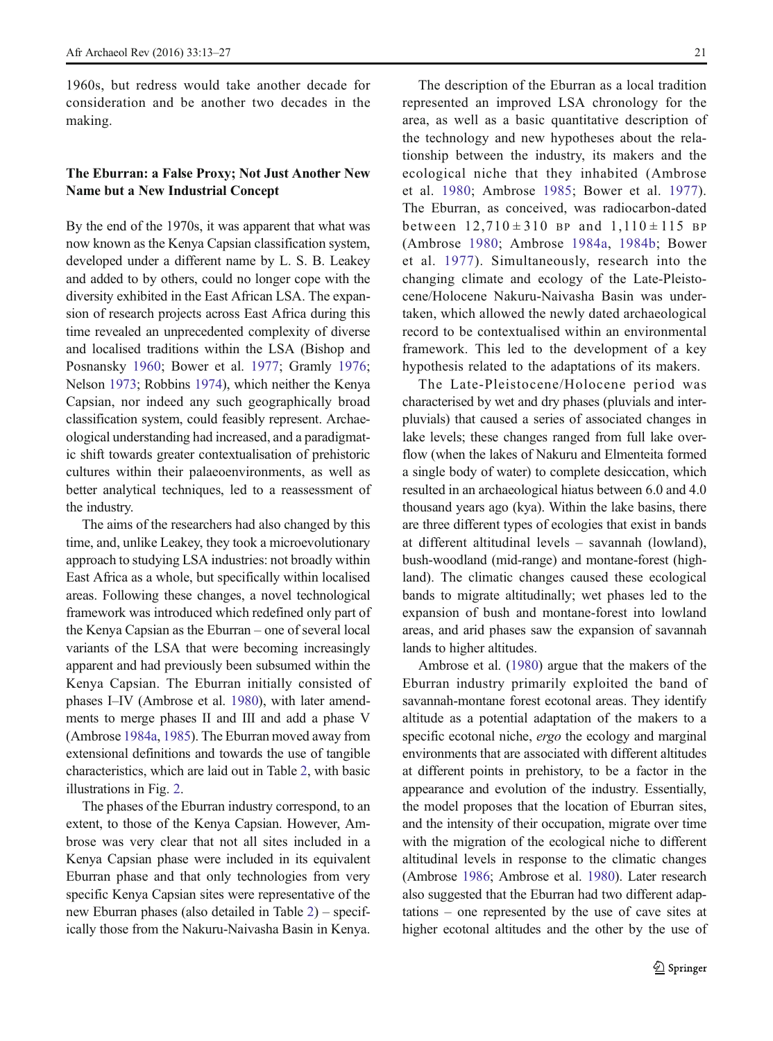1960s, but redress would take another decade for consideration and be another two decades in the making.

## The Eburran: a False Proxy; Not Just Another New Name but a New Industrial Concept

By the end of the 1970s, it was apparent that what was now known as the Kenya Capsian classification system, developed under a different name by L. S. B. Leakey and added to by others, could no longer cope with the diversity exhibited in the East African LSA. The expansion of research projects across East Africa during this time revealed an unprecedented complexity of diverse and localised traditions within the LSA (Bishop and Posnansky 1960; Bower et al. 1977; Gramly 1976; Nelson 1973; Robbins 1974), which neither the Kenya Capsian, nor indeed any such geographically broad classification system, could feasibly represent. Archaeological understanding had increased, and a paradigmatic shift towards greater contextualisation of prehistoric cultures within their palaeoenvironments, as well as better analytical techniques, led to a reassessment of the industry.

The aims of the researchers had also changed by this time, and, unlike Leakey, they took a microevolutionary approach to studying LSA industries: not broadly within East Africa as a whole, but specifically within localised areas. Following these changes, a novel technological framework was introduced which redefined only part of the Kenya Capsian as the Eburran – one of several local variants of the LSA that were becoming increasingly apparent and had previously been subsumed within the Kenya Capsian. The Eburran initially consisted of phases I–IV (Ambrose et al. 1980), with later amendments to merge phases II and III and add a phase V (Ambrose 1984a, 1985). The Eburran moved away from extensional definitions and towards the use of tangible characteristics, which are laid out in Table 2, with basic illustrations in Fig. 2.

The phases of the Eburran industry correspond, to an extent, to those of the Kenya Capsian. However, Ambrose was very clear that not all sites included in a Kenya Capsian phase were included in its equivalent Eburran phase and that only technologies from very specific Kenya Capsian sites were representative of the new Eburran phases (also detailed in Table 2) – specifically those from the Nakuru-Naivasha Basin in Kenya.

The description of the Eburran as a local tradition represented an improved LSA chronology for the area, as well as a basic quantitative description of the technology and new hypotheses about the relationship between the industry, its makers and the ecological niche that they inhabited (Ambrose et al. 1980; Ambrose 1985; Bower et al. 1977). The Eburran, as conceived, was radiocarbon-dated between 12,710 ± 310 BP and 1,110 ± 115 BP (Ambrose 1980; Ambrose 1984a, 1984b; Bower et al. 1977). Simultaneously, research into the changing climate and ecology of the Late-Pleistocene/Holocene Nakuru-Naivasha Basin was undertaken, which allowed the newly dated archaeological record to be contextualised within an environmental framework. This led to the development of a key hypothesis related to the adaptations of its makers.

The Late-Pleistocene/Holocene period was characterised by wet and dry phases (pluvials and interpluvials) that caused a series of associated changes in lake levels; these changes ranged from full lake overflow (when the lakes of Nakuru and Elmenteita formed a single body of water) to complete desiccation, which resulted in an archaeological hiatus between 6.0 and 4.0 thousand years ago (kya). Within the lake basins, there are three different types of ecologies that exist in bands at different altitudinal levels – savannah (lowland), bush-woodland (mid-range) and montane-forest (highland). The climatic changes caused these ecological bands to migrate altitudinally; wet phases led to the expansion of bush and montane-forest into lowland areas, and arid phases saw the expansion of savannah lands to higher altitudes.

Ambrose et al. (1980) argue that the makers of the Eburran industry primarily exploited the band of savannah-montane forest ecotonal areas. They identify altitude as a potential adaptation of the makers to a specific ecotonal niche, *ergo* the ecology and marginal environments that are associated with different altitudes at different points in prehistory, to be a factor in the appearance and evolution of the industry. Essentially, the model proposes that the location of Eburran sites, and the intensity of their occupation, migrate over time with the migration of the ecological niche to different altitudinal levels in response to the climatic changes (Ambrose 1986; Ambrose et al. 1980). Later research also suggested that the Eburran had two different adaptations – one represented by the use of cave sites at higher ecotonal altitudes and the other by the use of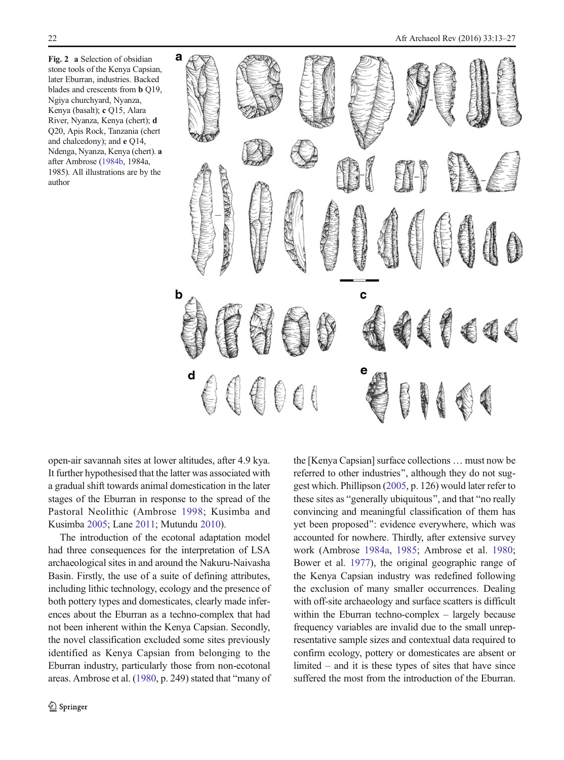**Fig. 2** **a** Selection of obsidian stone tools of the Kenya Capsian, later Eburran, industries. Backed blades and crescents from **b** Q19, Ngiya churchyard, Nyanza, Kenya (basalt); **c** Q15, Alara River, Nyanza, Kenya (chert); **d** Q20, Apis Rock, Tanzania (chert and chalcedony); and **e** Q14, Ndenga, Nyanza, Kenya (chert). **a** after Ambrose (1984b, 1984a, 1985). All illustrations are by the author

open-air savannah sites at lower altitudes, after 4.9 kya. It further hypothesised that the latter was associated with a gradual shift towards animal domestication in the later stages of the Eburran in response to the spread of the Pastoral Neolithic (Ambrose 1998; Kusimba and Kusimba 2005; Lane 2011; Mutundu 2010).

The introduction of the ecotonal adaptation model had three consequences for the interpretation of LSA archaeological sites in and around the Nakuru-Naivasha Basin. Firstly, the use of a suite of defining attributes, including lithic technology, ecology and the presence of both pottery types and domesticates, clearly made inferences about the Eburran as a techno-complex that had not been inherent within the Kenya Capsian. Secondly, the novel classification excluded some sites previously identified as Kenya Capsian from belonging to the Eburran industry, particularly those from non-ecotonal areas. Ambrose et al. (1980, p. 249) stated that "many of the [Kenya Capsian] surface collections … must now be referred to other industries", although they do not suggest which. Phillipson (2005, p. 126) would later refer to these sites as "generally ubiquitous", and that "no really convincing and meaningful classification of them has yet been proposed": evidence everywhere, which was accounted for nowhere. Thirdly, after extensive survey work (Ambrose 1984a, 1985; Ambrose et al. 1980; Bower et al. 1977), the original geographic range of the Kenya Capsian industry was redefined following the exclusion of many smaller occurrences. Dealing with off-site archaeology and surface scatters is difficult within the Eburran techno-complex – largely because frequency variables are invalid due to the small unrepresentative sample sizes and contextual data required to confirm ecology, pottery or domesticates are absent or limited – and it is these types of sites that have since suffered the most from the introduction of the Eburran.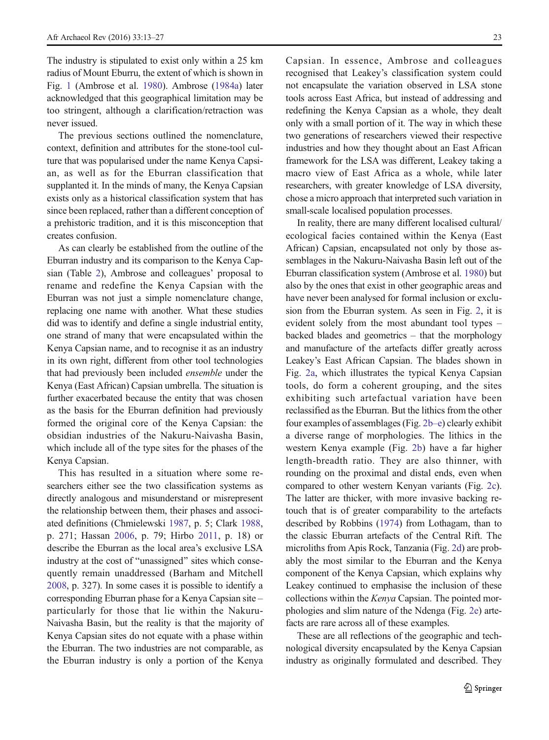The industry is stipulated to exist only within a 25 km radius of Mount Eburru, the extent of which is shown in Fig. 1 (Ambrose et al. 1980). Ambrose (1984a) later acknowledged that this geographical limitation may be too stringent, although a clarification/retraction was never issued.

The previous sections outlined the nomenclature, context, definition and attributes for the stone-tool culture that was popularised under the name Kenya Capsian, as well as for the Eburran classification that supplanted it. In the minds of many, the Kenya Capsian exists only as a historical classification system that has since been replaced, rather than a different conception of a prehistoric tradition, and it is this misconception that creates confusion.

As can clearly be established from the outline of the Eburran industry and its comparison to the Kenya Capsian (Table 2), Ambrose and colleagues' proposal to rename and redefine the Kenya Capsian with the Eburran was not just a simple nomenclature change, replacing one name with another. What these studies did was to identify and define a single industrial entity, one strand of many that were encapsulated within the Kenya Capsian name, and to recognise it as an industry in its own right, different from other tool technologies that had previously been included *ensemble* under the Kenya (East African) Capsian umbrella. The situation is further exacerbated because the entity that was chosen as the basis for the Eburran definition had previously formed the original core of the Kenya Capsian: the obsidian industries of the Nakuru-Naivasha Basin, which include all of the type sites for the phases of the Kenya Capsian.

This has resulted in a situation where some researchers either see the two classification systems as directly analogous and misunderstand or misrepresent the relationship between them, their phases and associated definitions (Chmielewski 1987, p. 5; Clark 1988, p. 271; Hassan 2006, p. 79; Hirbo 2011, p. 18) or describe the Eburran as the local area's exclusive LSA industry at the cost of "unassigned" sites which consequently remain unaddressed (Barham and Mitchell 2008, p. 327). In some cases it is possible to identify a corresponding Eburran phase for a Kenya Capsian site – particularly for those that lie within the Nakuru-Naivasha Basin, but the reality is that the majority of Kenya Capsian sites do not equate with a phase within the Eburran. The two industries are not comparable, as the Eburran industry is only a portion of the Kenya Capsian. In essence, Ambrose and colleagues recognised that Leakey's classification system could not encapsulate the variation observed in LSA stone tools across East Africa, but instead of addressing and redefining the Kenya Capsian as a whole, they dealt only with a small portion of it. The way in which these two generations of researchers viewed their respective industries and how they thought about an East African framework for the LSA was different, Leakey taking a macro view of East Africa as a whole, while later researchers, with greater knowledge of LSA diversity, chose a micro approach that interpreted such variation in small-scale localised population processes.

In reality, there are many different localised cultural/ecological facies contained within the Kenya (East African) Capsian, encapsulated not only by those assemblages in the Nakuru-Naivasha Basin left out of the Eburran classification system (Ambrose et al. 1980) but also by the ones that exist in other geographic areas and have never been analysed for formal inclusion or exclusion from the Eburran system. As seen in Fig. 2, it is evident solely from the most abundant tool types – backed blades and geometrics – that the morphology and manufacture of the artefacts differ greatly across Leakey's East African Capsian. The blades shown in Fig. 2a, which illustrates the typical Kenya Capsian tools, do form a coherent grouping, and the sites exhibiting such artefactual variation have been reclassified as the Eburran. But the lithics from the other four examples of assemblages (Fig. 2b–e) clearly exhibit a diverse range of morphologies. The lithics in the western Kenya example (Fig. 2b) have a far higher length-breadth ratio. They are also thinner, with rounding on the proximal and distal ends, even when compared to other western Kenyan variants (Fig. 2c). The latter are thicker, with more invasive backing retouch that is of greater comparability to the artefacts described by Robbins (1974) from Lothagam, than to the classic Eburran artefacts of the Central Rift. The microliths from Apis Rock, Tanzania (Fig. 2d) are probably the most similar to the Eburran and the Kenya component of the Kenya Capsian, which explains why Leakey continued to emphasise the inclusion of these collections within the *Kenya* Capsian. The pointed morphologies and slim nature of the Ndenga (Fig. 2e) artefacts are rare across all of these examples.

These are all reflections of the geographic and technological diversity encapsulated by the Kenya Capsian industry as originally formulated and described. They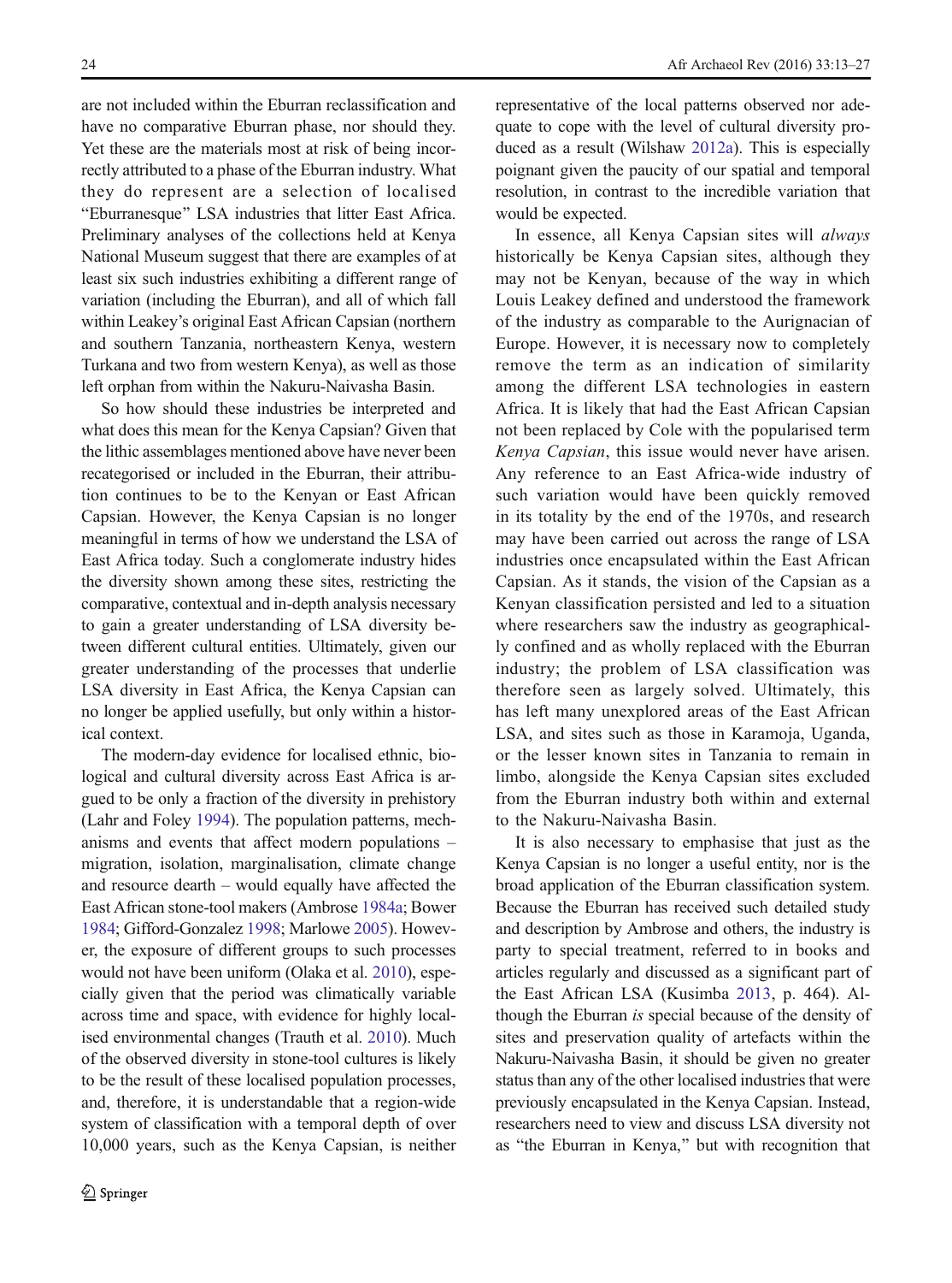are not included within the Eburran reclassification and have no comparative Eburran phase, nor should they. Yet these are the materials most at risk of being incorrectly attributed to a phase of the Eburran industry. What they do represent are a selection of localised "Eburranesque" LSA industries that litter East Africa. Preliminary analyses of the collections held at Kenya National Museum suggest that there are examples of at least six such industries exhibiting a different range of variation (including the Eburran), and all of which fall within Leakey's original East African Capsian (northern and southern Tanzania, northeastern Kenya, western Turkana and two from western Kenya), as well as those left orphan from within the Nakuru-Naivasha Basin.

So how should these industries be interpreted and what does this mean for the Kenya Capsian? Given that the lithic assemblages mentioned above have never been recategorised or included in the Eburran, their attribution continues to be to the Kenyan or East African Capsian. However, the Kenya Capsian is no longer meaningful in terms of how we understand the LSA of East Africa today. Such a conglomerate industry hides the diversity shown among these sites, restricting the comparative, contextual and in-depth analysis necessary to gain a greater understanding of LSA diversity between different cultural entities. Ultimately, given our greater understanding of the processes that underlie LSA diversity in East Africa, the Kenya Capsian can no longer be applied usefully, but only within a historical context.

The modern-day evidence for localised ethnic, biological and cultural diversity across East Africa is argued to be only a fraction of the diversity in prehistory (Lahr and Foley 1994). The population patterns, mechanisms and events that affect modern populations – migration, isolation, marginalisation, climate change and resource dearth – would equally have affected the East African stone-tool makers (Ambrose 1984a; Bower 1984; Gifford-Gonzalez 1998; Marlowe 2005). However, the exposure of different groups to such processes would not have been uniform (Olaka et al. 2010), especially given that the period was climatically variable across time and space, with evidence for highly localised environmental changes (Trauth et al. 2010). Much of the observed diversity in stone-tool cultures is likely to be the result of these localised population processes, and, therefore, it is understandable that a region-wide system of classification with a temporal depth of over 10,000 years, such as the Kenya Capsian, is neither representative of the local patterns observed nor adequate to cope with the level of cultural diversity produced as a result (Wilshaw 2012a). This is especially poignant given the paucity of our spatial and temporal resolution, in contrast to the incredible variation that would be expected.

In essence, all Kenya Capsian sites will *always* historically be Kenya Capsian sites, although they may not be Kenyan, because of the way in which Louis Leakey defined and understood the framework of the industry as comparable to the Aurignacian of Europe. However, it is necessary now to completely remove the term as an indication of similarity among the different LSA technologies in eastern Africa. It is likely that had the East African Capsian not been replaced by Cole with the popularised term *Kenya Capsian*, this issue would never have arisen. Any reference to an East Africa-wide industry of such variation would have been quickly removed in its totality by the end of the 1970s, and research may have been carried out across the range of LSA industries once encapsulated within the East African Capsian. As it stands, the vision of the Capsian as a Kenyan classification persisted and led to a situation where researchers saw the industry as geographically confined and as wholly replaced with the Eburran industry; the problem of LSA classification was therefore seen as largely solved. Ultimately, this has left many unexplored areas of the East African LSA, and sites such as those in Karamoja, Uganda, or the lesser known sites in Tanzania to remain in limbo, alongside the Kenya Capsian sites excluded from the Eburran industry both within and external to the Nakuru-Naivasha Basin.

It is also necessary to emphasise that just as the Kenya Capsian is no longer a useful entity, nor is the broad application of the Eburran classification system. Because the Eburran has received such detailed study and description by Ambrose and others, the industry is party to special treatment, referred to in books and articles regularly and discussed as a significant part of the East African LSA (Kusimba 2013, p. 464). Although the Eburran *is* special because of the density of sites and preservation quality of artefacts within the Nakuru-Naivasha Basin, it should be given no greater status than any of the other localised industries that were previously encapsulated in the Kenya Capsian. Instead, researchers need to view and discuss LSA diversity not as "the Eburran in Kenya," but with recognition that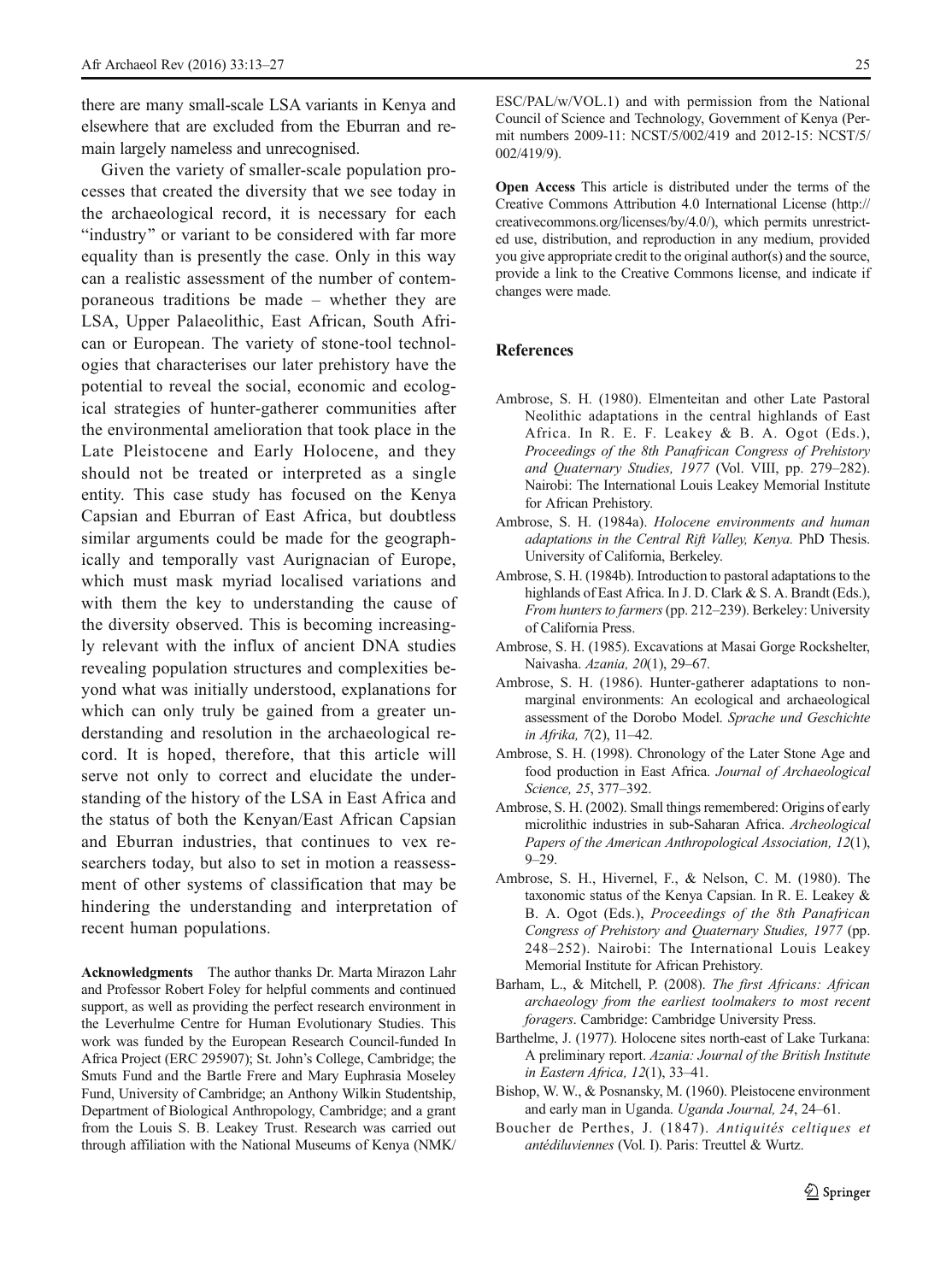there are many small-scale LSA variants in Kenya and elsewhere that are excluded from the Eburran and remain largely nameless and unrecognised.

Given the variety of smaller-scale population processes that created the diversity that we see today in the archaeological record, it is necessary for each "industry" or variant to be considered with far more equality than is presently the case. Only in this way can a realistic assessment of the number of contemporaneous traditions be made – whether they are LSA, Upper Palaeolithic, East African, South African or European. The variety of stone-tool technologies that characterises our later prehistory have the potential to reveal the social, economic and ecological strategies of hunter-gatherer communities after the environmental amelioration that took place in the Late Pleistocene and Early Holocene, and they should not be treated or interpreted as a single entity. This case study has focused on the Kenya Capsian and Eburran of East Africa, but doubtless similar arguments could be made for the geographically and temporally vast Aurignacian of Europe, which must mask myriad localised variations and with them the key to understanding the cause of the diversity observed. This is becoming increasingly relevant with the influx of ancient DNA studies revealing population structures and complexities beyond what was initially understood, explanations for which can only truly be gained from a greater understanding and resolution in the archaeological record. It is hoped, therefore, that this article will serve not only to correct and elucidate the understanding of the history of the LSA in East Africa and the status of both the Kenyan/East African Capsian and Eburran industries, that continues to vex researchers today, but also to set in motion a reassessment of other systems of classification that may be hindering the understanding and interpretation of recent human populations.

**Acknowledgments** The author thanks Dr. Marta Mirazon Lahr and Professor Robert Foley for helpful comments and continued support, as well as providing the perfect research environment in the Leverhulme Centre for Human Evolutionary Studies. This work was funded by the European Research Council-funded In Africa Project (ERC 295907); St. John's College, Cambridge; the Smuts Fund and the Bartle Frere and Mary Euphrasia Moseley Fund, University of Cambridge; an Anthony Wilkin Studentship, Department of Biological Anthropology, Cambridge; and a grant from the Louis S. B. Leakey Trust. Research was carried out through affiliation with the National Museums of Kenya (NMK/ESC/PAL/w/VOL.1) and with permission from the National Council of Science and Technology, Government of Kenya (Permit numbers 2009-11: NCST/5/002/419 and 2012-15: NCST/5/002/419/9).

**Open Access** This article is distributed under the terms of the Creative Commons Attribution 4.0 International License (http://creativecommons.org/licenses/by/4.0/), which permits unrestricted use, distribution, and reproduction in any medium, provided you give appropriate credit to the original author(s) and the source, provide a link to the Creative Commons license, and indicate if changes were made.

## References

Ambrose, S. H. (1980). Elmenteitan and other Late Pastoral Neolithic adaptations in the central highlands of East Africa. In R. E. F. Leakey & B. A. Ogot (Eds.), *Proceedings of the 8th Panafrican Congress of Prehistory and Quaternary Studies, 1977* (Vol. VIII, pp. 279–282). Nairobi: The International Louis Leakey Memorial Institute for African Prehistory.

Ambrose, S. H. (1984a). *Holocene environments and human adaptations in the Central Rift Valley, Kenya.* PhD Thesis. University of California, Berkeley.

Ambrose, S. H. (1984b). Introduction to pastoral adaptations to the highlands of East Africa. In J. D. Clark & S. A. Brandt (Eds.), *From hunters to farmers* (pp. 212–239). Berkeley: University of California Press.

Ambrose, S. H. (1985). Excavations at Masai Gorge Rockshelter, Naivasha. *Azania, 20*(1), 29–67.

Ambrose, S. H. (1986). Hunter-gatherer adaptations to non-marginal environments: An ecological and archaeological assessment of the Dorobo Model. *Sprache und Geschichte in Afrika, 7*(2), 11–42.

Ambrose, S. H. (1998). Chronology of the Later Stone Age and food production in East Africa. *Journal of Archaeological Science, 25*, 377–392.

Ambrose, S. H. (2002). Small things remembered: Origins of early microlithic industries in sub-Saharan Africa. *Archeological Papers of the American Anthropological Association, 12*(1), 9–29.

Ambrose, S. H., Hivernel, F., & Nelson, C. M. (1980). The taxonomic status of the Kenya Capsian. In R. E. Leakey & B. A. Ogot (Eds.), *Proceedings of the 8th Panafrican Congress of Prehistory and Quaternary Studies, 1977* (pp. 248–252). Nairobi: The International Louis Leakey Memorial Institute for African Prehistory.

Barham, L., & Mitchell, P. (2008). *The first Africans: African archaeology from the earliest toolmakers to most recent foragers*. Cambridge: Cambridge University Press.

Barthelme, J. (1977). Holocene sites north-east of Lake Turkana: A preliminary report. *Azania: Journal of the British Institute in Eastern Africa, 12*(1), 33–41.

Bishop, W. W., & Posnansky, M. (1960). Pleistocene environment and early man in Uganda. *Uganda Journal, 24*, 24–61.

Boucher de Perthes, J. (1847). *Antiquités celtiques et antédiluviennes* (Vol. I). Paris: Treuttel & Wurtz.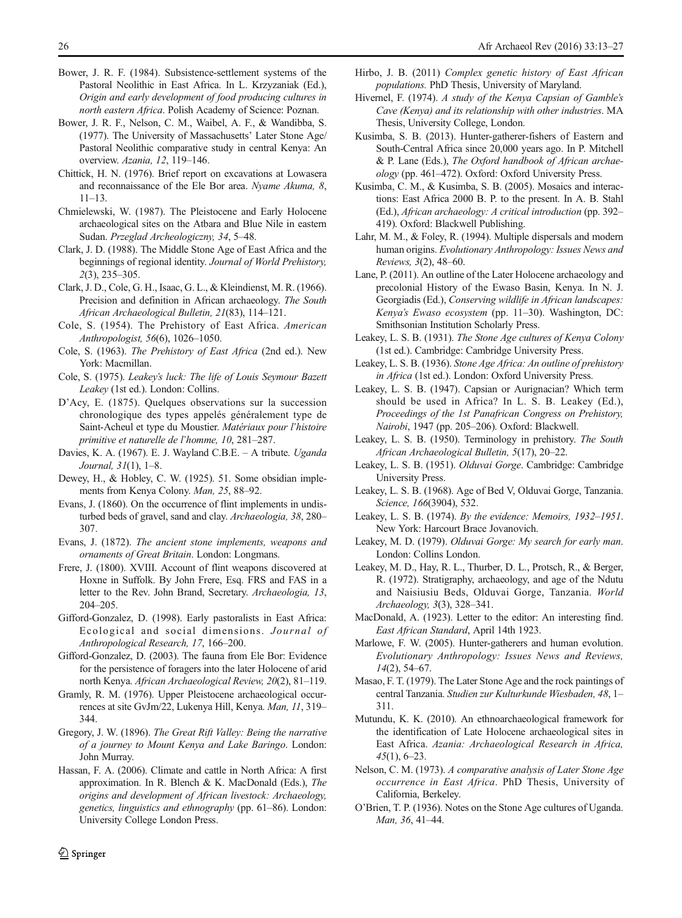Bower, J. R. F. (1984). Subsistence-settlement systems of the Pastoral Neolithic in East Africa. In L. Krzyzaniak (Ed.), *Origin and early development of food producing cultures in north eastern Africa*. Polish Academy of Science: Poznan.

Bower, J. R. F., Nelson, C. M., Waibel, A. F., & Wandibba, S. (1977). The University of Massachusetts' Later Stone Age/ Pastoral Neolithic comparative study in central Kenya: An overview. *Azania, 12*, 119–146.

Chittick, H. N. (1976). Brief report on excavations at Lowasera and reconnaissance of the Ele Bor area. *Nyame Akuma, 8*, 11–13.

Chmielewski, W. (1987). The Pleistocene and Early Holocene archaeological sites on the Atbara and Blue Nile in eastern Sudan. *Przeglad Archeologiczny, 34*, 5–48.

Clark, J. D. (1988). The Middle Stone Age of East Africa and the beginnings of regional identity. *Journal of World Prehistory, 2*(3), 235–305.

Clark, J. D., Cole, G. H., Isaac, G. L., & Kleindienst, M. R. (1966). Precision and definition in African archaeology. *The South African Archaeological Bulletin, 21*(83), 114–121.

Cole, S. (1954). The Prehistory of East Africa. *American Anthropologist, 56*(6), 1026–1050.

Cole, S. (1963). *The Prehistory of East Africa* (2nd ed.). New York: Macmillan.

Cole, S. (1975). *Leakey's luck: The life of Louis Seymour Bazett Leakey* (1st ed.). London: Collins.

D'Acy, E. (1875). Quelques observations sur la succession chronologique des types appelés généralement type de Saint-Acheul et type du Moustier. *Matériaux pour l'histoire primitive et naturelle de l'homme, 10*, 281–287.

Davies, K. A. (1967). E. J. Wayland C.B.E. – A tribute. *Uganda Journal, 31*(1), 1–8.

Dewey, H., & Hobley, C. W. (1925). 51. Some obsidian implements from Kenya Colony. *Man, 25*, 88–92.

Evans, J. (1860). On the occurrence of flint implements in undisturbed beds of gravel, sand and clay. *Archaeologia, 38*, 280–307.

Evans, J. (1872). *The ancient stone implements, weapons and ornaments of Great Britain*. London: Longmans.

Frere, J. (1800). XVIII. Account of flint weapons discovered at Hoxne in Suffolk. By John Frere, Esq. FRS and FAS in a letter to the Rev. John Brand, Secretary. *Archaeologia, 13*, 204–205.

Gifford-Gonzalez, D. (1998). Early pastoralists in East Africa: Ecological and social dimensions. *Journal of Anthropological Research, 17*, 166–200.

Gifford-Gonzalez, D. (2003). The fauna from Ele Bor: Evidence for the persistence of foragers into the later Holocene of arid north Kenya. *African Archaeological Review, 20*(2), 81–119.

Gramly, R. M. (1976). Upper Pleistocene archaeological occurrences at site GvJm/22, Lukenya Hill, Kenya. *Man, 11*, 319–344.

Gregory, J. W. (1896). *The Great Rift Valley: Being the narrative of a journey to Mount Kenya and Lake Baringo*. London: John Murray.

Hassan, F. A. (2006). Climate and cattle in North Africa: A first approximation. In R. Blench & K. MacDonald (Eds.), *The origins and development of African livestock: Archaeology, genetics, linguistics and ethnography* (pp. 61–86). London: University College London Press.

Hirbo, J. B. (2011) *Complex genetic history of East African populations.* PhD Thesis, University of Maryland.

Hivernel, F. (1974). *A study of the Kenya Capsian of Gamble's Cave (Kenya) and its relationship with other industries*. MA Thesis, University College, London.

Kusimba, S. B. (2013). Hunter-gatherer-fishers of Eastern and South-Central Africa since 20,000 years ago. In P. Mitchell & P. Lane (Eds.), *The Oxford handbook of African archaeology* (pp. 461–472). Oxford: Oxford University Press.

Kusimba, C. M., & Kusimba, S. B. (2005). Mosaics and interactions: East Africa 2000 B. P. to the present. In A. B. Stahl (Ed.), *African archaeology: A critical introduction* (pp. 392–419). Oxford: Blackwell Publishing.

Lahr, M. M., & Foley, R. (1994). Multiple dispersals and modern human origins. *Evolutionary Anthropology: Issues News and Reviews, 3*(2), 48–60.

Lane, P. (2011). An outline of the Later Holocene archaeology and precolonial History of the Ewaso Basin, Kenya. In N. J. Georgiadis (Ed.), *Conserving wildlife in African landscapes: Kenya's Ewaso ecosystem* (pp. 11–30). Washington, DC: Smithsonian Institution Scholarly Press.

Leakey, L. S. B. (1931). *The Stone Age cultures of Kenya Colony* (1st ed.). Cambridge: Cambridge University Press.

Leakey, L. S. B. (1936). *Stone Age Africa: An outline of prehistory in Africa* (1st ed.). London: Oxford University Press.

Leakey, L. S. B. (1947). Capsian or Aurignacian? Which term should be used in Africa? In L. S. B. Leakey (Ed.), *Proceedings of the 1st Panafrican Congress on Prehistory, Nairobi*, 1947 (pp. 205–206). Oxford: Blackwell.

Leakey, L. S. B. (1950). Terminology in prehistory. *The South African Archaeological Bulletin, 5*(17), 20–22.

Leakey, L. S. B. (1951). *Olduvai Gorge*. Cambridge: Cambridge University Press.

Leakey, L. S. B. (1968). Age of Bed V, Olduvai Gorge, Tanzania. *Science, 166*(3904), 532.

Leakey, L. S. B. (1974). *By the evidence: Memoirs, 1932–1951*. New York: Harcourt Brace Jovanovich.

Leakey, M. D. (1979). *Olduvai Gorge: My search for early man*. London: Collins London.

Leakey, M. D., Hay, R. L., Thurber, D. L., Protsch, R., & Berger, R. (1972). Stratigraphy, archaeology, and age of the Ndutu and Naisiusiu Beds, Olduvai Gorge, Tanzania. *World Archaeology, 3*(3), 328–341.

MacDonald, A. (1923). Letter to the editor: An interesting find. *East African Standard*, April 14th 1923.

Marlowe, F. W. (2005). Hunter-gatherers and human evolution. *Evolutionary Anthropology: Issues News and Reviews, 14*(2), 54–67.

Masao, F. T. (1979). The Later Stone Age and the rock paintings of central Tanzania. *Studien zur Kulturkunde Wiesbaden, 48*, 1–311.

Mutundu, K. K. (2010). An ethnoarchaeological framework for the identification of Late Holocene archaeological sites in East Africa. *Azania: Archaeological Research in Africa, 45*(1), 6–23.

Nelson, C. M. (1973). *A comparative analysis of Later Stone Age occurrence in East Africa*. PhD Thesis, University of California, Berkeley.

O'Brien, T. P. (1936). Notes on the Stone Age cultures of Uganda. *Man, 36*, 41–44.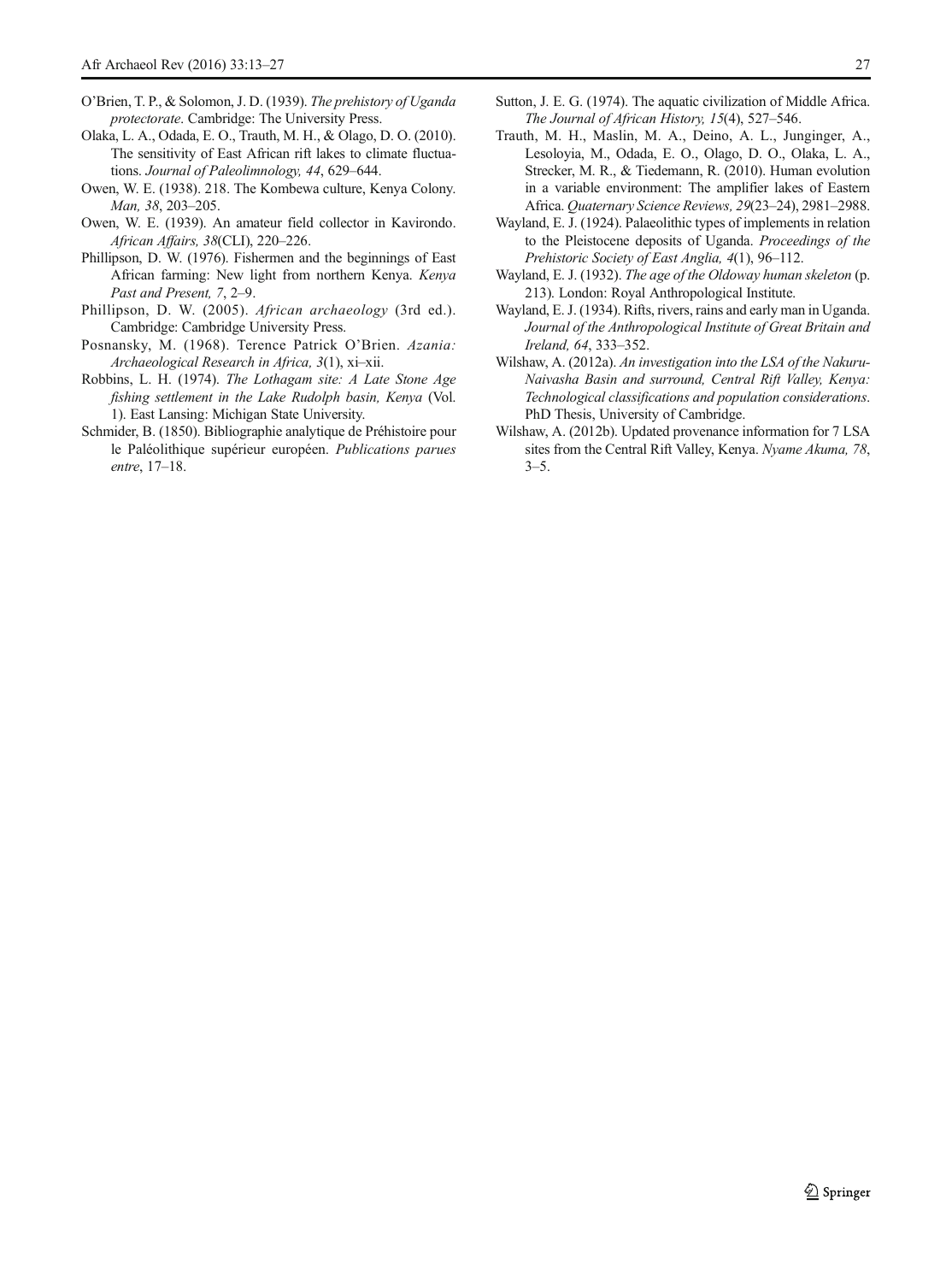O'Brien, T. P., & Solomon, J. D. (1939). *The prehistory of Uganda protectorate*. Cambridge: The University Press.

Olaka, L. A., Odada, E. O., Trauth, M. H., & Olago, D. O. (2010). The sensitivity of East African rift lakes to climate fluctuations. *Journal of Paleolimnology, 44*, 629–644.

Owen, W. E. (1938). 218. The Kombewa culture, Kenya Colony. *Man, 38*, 203–205.

Owen, W. E. (1939). An amateur field collector in Kavirondo. *African Affairs, 38*(CLI), 220–226.

Phillipson, D. W. (1976). Fishermen and the beginnings of East African farming: New light from northern Kenya. *Kenya Past and Present, 7*, 2–9.

Phillipson, D. W. (2005). *African archaeology* (3rd ed.). Cambridge: Cambridge University Press.

Posnansky, M. (1968). Terence Patrick O'Brien. *Azania: Archaeological Research in Africa, 3*(1), xi–xii.

Robbins, L. H. (1974). *The Lothagam site: A Late Stone Age fishing settlement in the Lake Rudolph basin, Kenya* (Vol. 1). East Lansing: Michigan State University.

Schmider, B. (1850). Bibliographie analytique de Préhistoire pour le Paléolithique supérieur européen. *Publications parues entre*, 17–18.

Sutton, J. E. G. (1974). The aquatic civilization of Middle Africa. *The Journal of African History, 15*(4), 527–546.

Trauth, M. H., Maslin, M. A., Deino, A. L., Junginger, A., Lesoloyia, M., Odada, E. O., Olago, D. O., Olaka, L. A., Strecker, M. R., & Tiedemann, R. (2010). Human evolution in a variable environment: The amplifier lakes of Eastern Africa. *Quaternary Science Reviews, 29*(23–24), 2981–2988.

Wayland, E. J. (1924). Palaeolithic types of implements in relation to the Pleistocene deposits of Uganda. *Proceedings of the Prehistoric Society of East Anglia, 4*(1), 96–112.

Wayland, E. J. (1932). *The age of the Oldoway human skeleton* (p. 213). London: Royal Anthropological Institute.

Wayland, E. J. (1934). Rifts, rivers, rains and early man in Uganda. *Journal of the Anthropological Institute of Great Britain and Ireland, 64*, 333–352.

Wilshaw, A. (2012a). *An investigation into the LSA of the Nakuru-Naivasha Basin and surround, Central Rift Valley, Kenya: Technological classifications and population considerations*. PhD Thesis, University of Cambridge.

Wilshaw, A. (2012b). Updated provenance information for 7 LSA sites from the Central Rift Valley, Kenya. *Nyame Akuma, 78*, 3–5.